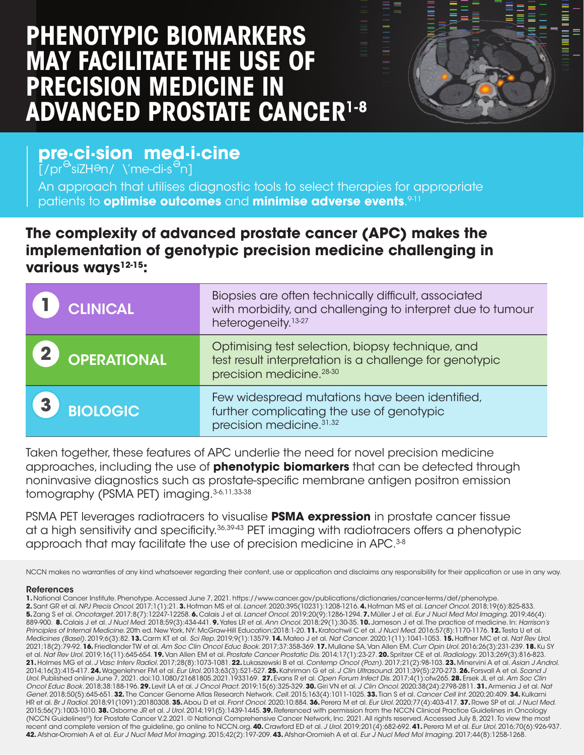# PHENOTYPIC BIOMARKERS MAY FACILITATE THE USE OF PRECISION MEDICINE IN ADVANCED PROSTATE CANCER[1-8]

## pre·ci·sion med·i·cine

[/prəˈsiZHən/ \ˈme-di-sən]

An approach that utilises diagnostic tools to select therapies for appropriate patients to **optimise outcomes** and **minimise adverse events**.[9-11]

### The complexity of advanced prostate cancer (APC) makes the implementation of genotypic precision medicine challenging in various ways[12-15]:

| | |
|---|---|
| **1 CLINICAL** | Biopsies are often technically difficult, associated with morbidity, and challenging to interpret due to tumour heterogeneity.[13-27] |
| **2 OPERATIONAL** | Optimising test selection, biopsy technique, and test result interpretation is a challenge for genotypic precision medicine.[28-30] |
| **3 BIOLOGIC** | Few widespread mutations have been identified, further complicating the use of genotypic precision medicine.[31,32] |

Taken together, these features of APC underlie the need for novel precision medicine approaches, including the use of **phenotypic biomarkers** that can be detected through noninvasive diagnostics such as prostate-specific membrane antigen positron emission tomography (PSMA PET) imaging.[3-6,11,33-38]

PSMA PET leverages radiotracers to visualise **PSMA expression** in prostate cancer tissue at a high sensitivity and specificity.[36,39-43] PET imaging with radiotracers offers a phenotypic approach that may facilitate the use of precision medicine in APC.[3-8]

NCCN makes no warranties of any kind whatsoever regarding their content, use or application and disclaims any responsibility for their application or use in any way.

#### References

**1.** National Cancer Institute. Phenotype. Accessed June 7, 2021. https://www.cancer.gov/publications/dictionaries/cancer-terms/def/phenotype. **2.** Sant GR et al. *NPJ Precis Oncol.* 2017;1(1):21. **3.** Hofman MS et al. *Lancet.* 2020;395(10231):1208-1216. **4.** Hofman MS et al. *Lancet Oncol.* 2018;19(6):825-833. **5.** Zang S et al. *Oncotarget.* 2017;8(7):12247-12258. **6.** Calais J et al. *Lancet Oncol.* 2019;20(9):1286-1294. **7.** Müller J et al. *Eur J Nucl Med Mol Imaging.* 2019;46(4):889-900. **8.** Calais J et al. *J Nucl Med.* 2018;59(3):434-441. **9.** Yates LR et al. *Ann Oncol.* 2018;29(1):30-35. **10.** Jameson J et al. The practice of medicine. In: *Harrison's Principles of Internal Medicine.* 20th ed. New York, NY: McGraw-Hill Education;2018:1-20. **11.** Kratochwil C et al. *J Nucl Med.* 2016;57(8):1170-1176. **12.** Testa U et al. *Medicines (Basel).* 2019;6(3):82. **13.** Carm KT et al. *Sci Rep.* 2019;9(1):13579. **14.** Mateo J et al. *Nat Cancer.* 2020;1(11):1041-1053. **15.** Haffner MC et al. *Nat Rev Urol.* 2021;18(2):79-92. **16.** Friedlander TW et al. *Am Soc Clin Oncol Educ Book.* 2017;37:358-369. **17.** Mullane SA, Van Allen EM. *Curr Opin Urol.* 2016;26(3):231-239. **18.** Ku SY et al. *Nat Rev Urol.* 2019;16(11):645-654. **19.** Van Allen EM et al. *Prostate Cancer Prostatic Dis.* 2014;17(1):23-27. **20.** Spritzer CE et al. *Radiology.* 2013;269(3):816-823. **21.** Holmes MG et al. *J Vasc Interv Radiol.* 2017;28(8):1073-1081. **22.** Lukaszewski B et al. *Contemp Oncol (Pozn).* 2017;21(2):98-103. **23.** Minervini A et al. *Asian J Androl.* 2014;16(3):415-417. **24.** Wagenlehner FM et al. *Eur Urol.* 2013;63(3):521-527. **25.** Kahriman G et al. *J Clin Ultrasound.* 2011;39(5):270-273. **26.** Forsvall A et al. *Scand J Urol.* Published online June 7, 2021. doi:10.1080/21681805.2021.1933169. **27.** Evans R et al. *Open Forum Infect Dis.* 2017;4(1):ofw265. **28.** Ersek JL et al. *Am Soc Clin Oncol Educ Book.* 2018;38:188-196. **29.** Levit LA et al. *J Oncol Pract.* 2019;15(6):325-329. **30.** Giri VN et al. *J Clin Oncol.* 2020;38(24):2798-2811. **31.** Armenia J et al. *Nat Genet.* 2018;50(5):645-651. **32.** The Cancer Genome Atlas Research Network. *Cell.* 2015;163(4):1011-1025. **33.** Tian S et al. *Cancer Cell Int.* 2020;20:409. **34.** Kulkarni HR et al. *Br J Radiol.* 2018;91(1091):20180308. **35.** Abou D et al. *Front Oncol.* 2020;10:884. **36.** Perera M et al. *Eur Urol.* 2020;77(4):403-417. **37.** Rowe SP et al. *J Nucl Med.* 2015;56(7):1003-1010. **38.** Osborne JR et al. *J Urol.* 2014;191(5):1439-1445. **39.** Referenced with permission from the NCCN Clinical Practice Guidelines in Oncology (NCCN Guidelines®) for Prostate Cancer V.2.2021. © National Comprehensive Cancer Network, Inc. 2021. All rights reserved. Accessed July 8, 2021. To view the most recent and complete version of the guideline, go online to NCCN.org. **40.** Crawford ED et al. *J Urol.* 2019;201(4):682-692. **41.** Perera M et al. *Eur Urol.* 2016;70(6):926-937. **42.** Afshar-Oromieh A et al. *Eur J Nucl Med Mol Imaging.* 2015;42(2):197-209. **43.** Afshar-Oromieh A et al. *Eur J Nucl Med Mol Imaging.* 2017;44(8):1258-1268.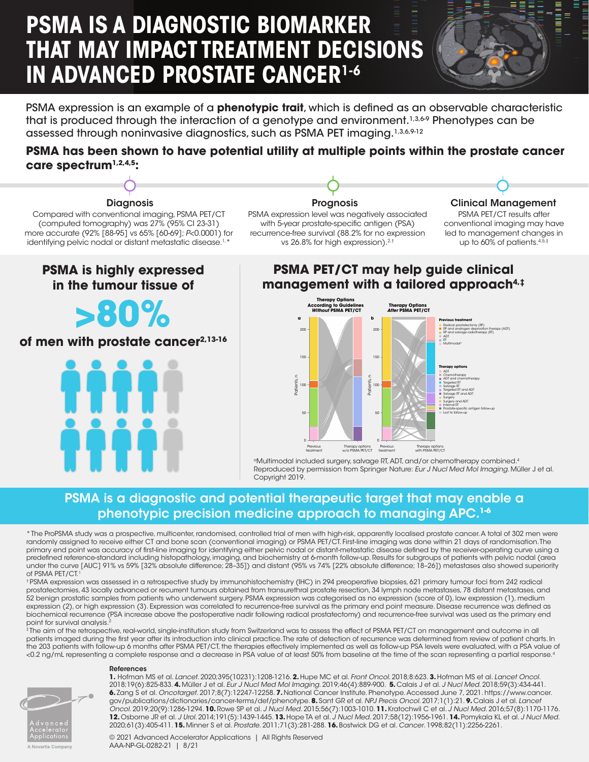# PSMA IS A DIAGNOSTIC BIOMARKER THAT MAY IMPACT TREATMENT DECISIONS IN ADVANCED PROSTATE CANCER[1-6]

PSMA expression is an example of a **phenotypic trait**, which is defined as an observable characteristic that is produced through the interaction of a genotype and environment.[1,3,6-9] Phenotypes can be assessed through noninvasive diagnostics, such as PSMA PET imaging.[1,3,6,9-12]

**PSMA has been shown to have potential utility at multiple points within the prostate cancer care spectrum[1,2,4,5]:**

### Diagnosis

Compared with conventional imaging, PSMA PET/CT (computed tomography) was 27% (95% CI 23-31) more accurate (92% [88-95] vs 65% [60-69]; *P*<0.0001) for identifying pelvic nodal or distant metastatic disease.[1,*]

### Prognosis

PSMA expression level was negatively associated with 5-year prostate-specific antigen (PSA) recurrence-free survival (88.2% for no expression vs 26.8% for high expression).[2,†]

### Clinical Management

PSMA PET/CT results after conventional imaging may have led to management changes in up to 60% of patients.[4,5,‡]

## PSMA is highly expressed in the tumour tissue of

# >80%

## of men with prostate cancer[2,13-16]

## PSMA PET/CT may help guide clinical management with a tailored approach[4,‡]

Therapy Options According to Guidelines *Without* PSMA PET/CT

Therapy Options After PSMA PET/CT

a

b

Patients, n

0
50
100
150
200

Previous treatment

Therapy options w/o PSMA PET/CT

Therapy options with PSMA PET/CT

Previous treatment
- Radical prostatectomy (RP)
- RP and androgen deprivation therapy (ADT)
- RP and salvage radiotherapy (RT)
- ADT
- RT
- Multimodal[a]

Therapy options
- ADT
- Chemotherapy
- ADT and chemotherapy
- Targeted RT
- Salvage RT
- Targeted RT and ADT
- Salvage RT and ADT
- Surgery
- Surgery and ADT
- Internal RT
- Prostate-specific antigen follow-up
- Lost to follow-up

[a]Multimodal included surgery, salvage RT, ADT, and/or chemotherapy combined.[4]
Reproduced by permission from Springer Nature: *Eur J Nucl Med Mol Imaging*. Müller J et al. Copyright 2019.

## PSMA is a diagnostic and potential therapeutic target that may enable a phenotypic precision medicine approach to managing APC.[1-6]

*The ProPSMA study was a prospective, multicenter, randomised, controlled trial of men with high-risk, apparently localised prostate cancer. A total of 302 men were randomly assigned to receive either CT and bone scan (conventional imaging) or PSMA PET/CT. First-line imaging was done within 21 days of randomisation. The primary end point was accuracy of first-line imaging for identifying either pelvic nodal or distant-metastatic disease defined by the receiver-operating curve using a predefined reference-standard including histopathology, imaging, and biochemistry at 6-month follow-up. Results for subgroups of patients with pelvic nodal (area under the curve [AUC] 91% vs 59% [32% absolute difference; 28–35]) and distant (95% vs 74% [22% absolute difference; 18–26]) metastases also showed superiority of PSMA PET/CT.[1]

†PSMA expression was assessed in a retrospective study by immunohistochemistry (IHC) in 294 preoperative biopsies, 621 primary tumour foci from 242 radical prostatectomies, 43 locally advanced or recurrent tumours obtained from transurethral prostate resection, 34 lymph node metastases, 78 distant metastases, and 52 benign prostatic samples from patients who underwent surgery. PSMA expression was categorised as no expression (score of 0), low expression (1), medium expression (2), or high expression (3). Expression was correlated to recurrence-free survival as the primary end point measure. Disease recurrence was defined as biochemical recurrence (PSA increase above the postoperative nadir following radical prostatectomy) and recurrence-free survival was used as the primary end point for survival analysis.[2]

‡The aim of the retrospective, real-world, single-institution study from Switzerland was to assess the effect of PSMA PET/CT on management and outcome in all patients imaged during the first year after its introduction into clinical practice. The rate of detection of recurrence was determined from review of patient charts. In the 203 patients with follow-up 6 months after PSMA PET/CT, the therapies effectively implemented as well as follow-up PSA levels were evaluated, with a PSA value of <0.2 ng/mL representing a complete response and a decrease in PSA value of at least 50% from baseline at the time of the scan representing a partial response.[4]

### References

**1.** Hofman MS et al. *Lancet*. 2020;395(10231):1208-1216. **2.** Hupe MC et al. *Front Oncol*. 2018;8:623. **3.** Hofman MS et al. *Lancet Oncol*. 2018;19(6):825-833. **4.** Müller J et al. *Eur J Nucl Med Mol Imaging*. 2019;46(4):889-900. **5.** Calais J et al. *J Nucl Med*. 2018;59(3):434-441. **6.** Zang S et al. *Oncotarget*. 2017;8(7):12247-12258. **7.** National Cancer Institute. Phenotype. Accessed June 7, 2021. https://www.cancer.gov/publications/dictionaries/cancer-terms/def/phenotype. **8.** Sant GR et al. *NPJ Precis Oncol*. 2017;1(1):21. **9.** Calais J et al. *Lancet Oncol*. 2019;20(9):1286-1294. **10.** Rowe SP et al. *J Nucl Med*. 2015;56(7):1003-1010. **11.** Kratochwil C et al. *J Nucl Med*. 2016;57(8):1170-1176. **12.** Osborne JR et al. *J Urol*. 2014;191(5):1439-1445. **13.** Hope TA et al. *J Nucl Med*. 2017;58(12):1956-1961. **14.** Pomykala KL et al. *J Nucl Med*. 2020;61(3):405-411. **15.** Minner S et al. *Prostate*. 2011;71(3):281-288. **16.** Bostwick DG et al. *Cancer*. 1998;82(11):2256-2261.

Advanced Accelerator Applications
A Novartis Company

© 2021 Advanced Accelerator Applications | All Rights Reserved
AAA-NP-GL-0282-21 | 8/21